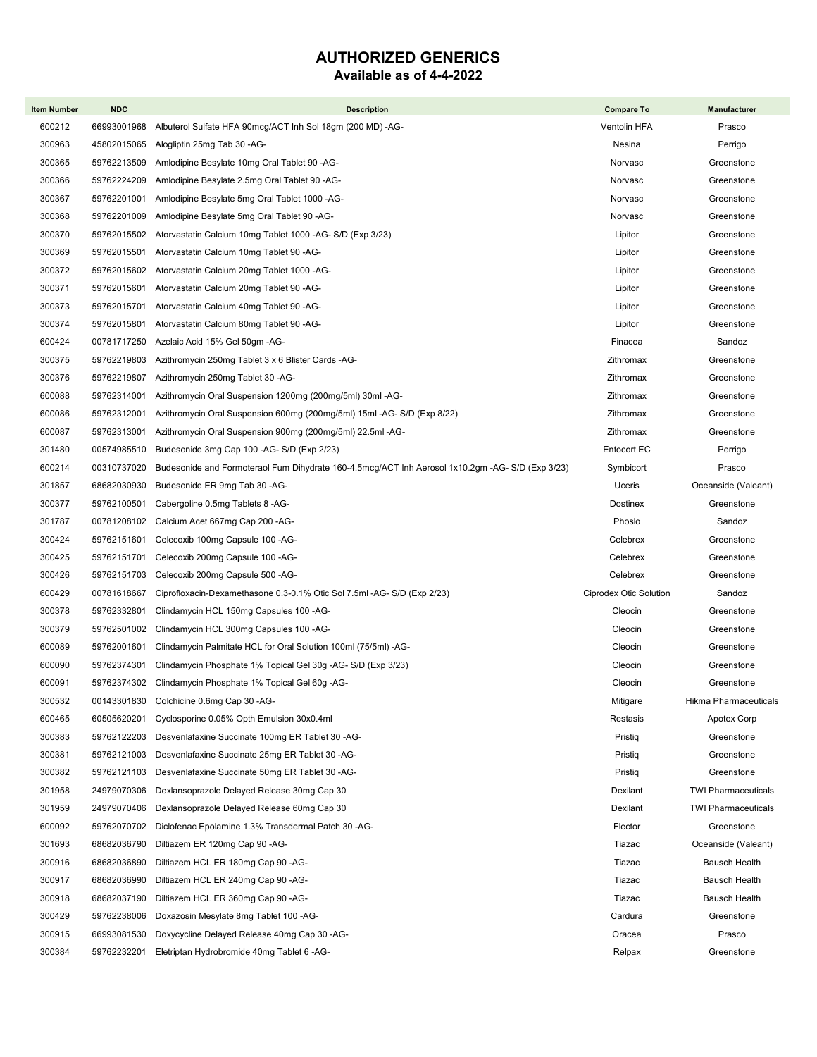# AUTHORIZED GENERICS

## Available as of 4-4-2022

| Item Number | NDC | Description | Compare To | Manufacturer |
|---|---|---|---|---|
| 600212 | 66993001968 | Albuterol Sulfate HFA 90mcg/ACT Inh Sol 18gm (200 MD) -AG- | Ventolin HFA | Prasco |
| 300963 | 45802015065 | Alogliptin 25mg Tab 30 -AG- | Nesina | Perrigo |
| 300365 | 59762213509 | Amlodipine Besylate 10mg Oral Tablet 90 -AG- | Norvasc | Greenstone |
| 300366 | 59762224209 | Amlodipine Besylate 2.5mg Oral Tablet 90 -AG- | Norvasc | Greenstone |
| 300367 | 59762201001 | Amlodipine Besylate 5mg Oral Tablet 1000 -AG- | Norvasc | Greenstone |
| 300368 | 59762201009 | Amlodipine Besylate 5mg Oral Tablet 90 -AG- | Norvasc | Greenstone |
| 300370 | 59762015502 | Atorvastatin Calcium 10mg Tablet 1000 -AG- S/D (Exp 3/23) | Lipitor | Greenstone |
| 300369 | 59762015501 | Atorvastatin Calcium 10mg Tablet 90 -AG- | Lipitor | Greenstone |
| 300372 | 59762015602 | Atorvastatin Calcium 20mg Tablet 1000 -AG- | Lipitor | Greenstone |
| 300371 | 59762015601 | Atorvastatin Calcium 20mg Tablet 90 -AG- | Lipitor | Greenstone |
| 300373 | 59762015701 | Atorvastatin Calcium 40mg Tablet 90 -AG- | Lipitor | Greenstone |
| 300374 | 59762015801 | Atorvastatin Calcium 80mg Tablet 90 -AG- | Lipitor | Greenstone |
| 600424 | 00781717250 | Azelaic Acid 15% Gel 50gm -AG- | Finacea | Sandoz |
| 300375 | 59762219803 | Azithromycin 250mg Tablet 3 x 6 Blister Cards -AG- | Zithromax | Greenstone |
| 300376 | 59762219807 | Azithromycin 250mg Tablet 30 -AG- | Zithromax | Greenstone |
| 600088 | 59762314001 | Azithromycin Oral Suspension 1200mg (200mg/5ml) 30ml -AG- | Zithromax | Greenstone |
| 600086 | 59762312001 | Azithromycin Oral Suspension 600mg (200mg/5ml) 15ml -AG- S/D (Exp 8/22) | Zithromax | Greenstone |
| 600087 | 59762313001 | Azithromycin Oral Suspension 900mg (200mg/5ml) 22.5ml -AG- | Zithromax | Greenstone |
| 301480 | 00574985510 | Budesonide 3mg Cap 100 -AG- S/D (Exp 2/23) | Entocort EC | Perrigo |
| 600214 | 00310737020 | Budesonide and Formoteraol Fum Dihydrate 160-4.5mcg/ACT Inh Aerosol 1x10.2gm -AG- S/D (Exp 3/23) | Symbicort | Prasco |
| 301857 | 68682030930 | Budesonide ER 9mg Tab 30 -AG- | Uceris | Oceanside (Valeant) |
| 300377 | 59762100501 | Cabergoline 0.5mg Tablets 8 -AG- | Dostinex | Greenstone |
| 301787 | 00781208102 | Calcium Acet 667mg Cap 200 -AG- | Phoslo | Sandoz |
| 300424 | 59762151601 | Celecoxib 100mg Capsule 100 -AG- | Celebrex | Greenstone |
| 300425 | 59762151701 | Celecoxib 200mg Capsule 100 -AG- | Celebrex | Greenstone |
| 300426 | 59762151703 | Celecoxib 200mg Capsule 500 -AG- | Celebrex | Greenstone |
| 600429 | 00781618667 | Ciprofloxacin-Dexamethasone 0.3-0.1% Otic Sol 7.5ml -AG- S/D (Exp 2/23) | Ciprodex Otic Solution | Sandoz |
| 300378 | 59762332801 | Clindamycin HCL 150mg Capsules 100 -AG- | Cleocin | Greenstone |
| 300379 | 59762501002 | Clindamycin HCL 300mg Capsules 100 -AG- | Cleocin | Greenstone |
| 600089 | 59762001601 | Clindamycin Palmitate HCL for Oral Solution 100ml (75/5ml) -AG- | Cleocin | Greenstone |
| 600090 | 59762374301 | Clindamycin Phosphate 1% Topical Gel 30g -AG- S/D (Exp 3/23) | Cleocin | Greenstone |
| 600091 | 59762374302 | Clindamycin Phosphate 1% Topical Gel 60g -AG- | Cleocin | Greenstone |
| 300532 | 00143301830 | Colchicine 0.6mg Cap 30 -AG- | Mitigare | Hikma Pharmaceuticals |
| 600465 | 60505620201 | Cyclosporine 0.05% Opth Emulsion 30x0.4ml | Restasis | Apotex Corp |
| 300383 | 59762122203 | Desvenlafaxine Succinate 100mg ER Tablet 30 -AG- | Pristiq | Greenstone |
| 300381 | 59762121003 | Desvenlafaxine Succinate 25mg ER Tablet 30 -AG- | Pristiq | Greenstone |
| 300382 | 59762121103 | Desvenlafaxine Succinate 50mg ER Tablet 30 -AG- | Pristiq | Greenstone |
| 301958 | 24979070306 | Dexlansoprazole Delayed Release 30mg Cap 30 | Dexilant | TWI Pharmaceuticals |
| 301959 | 24979070406 | Dexlansoprazole Delayed Release 60mg Cap 30 | Dexilant | TWI Pharmaceuticals |
| 600092 | 59762070702 | Diclofenac Epolamine 1.3% Transdermal Patch 30 -AG- | Flector | Greenstone |
| 301693 | 68682036790 | Diltiazem ER 120mg Cap 90 -AG- | Tiazac | Oceanside (Valeant) |
| 300916 | 68682036890 | Diltiazem HCL ER 180mg Cap 90 -AG- | Tiazac | Bausch Health |
| 300917 | 68682036990 | Diltiazem HCL ER 240mg Cap 90 -AG- | Tiazac | Bausch Health |
| 300918 | 68682037190 | Diltiazem HCL ER 360mg Cap 90 -AG- | Tiazac | Bausch Health |
| 300429 | 59762238006 | Doxazosin Mesylate 8mg Tablet 100 -AG- | Cardura | Greenstone |
| 300915 | 66993081530 | Doxycycline Delayed Release 40mg Cap 30 -AG- | Oracea | Prasco |
| 300384 | 59762232201 | Eletriptan Hydrobromide 40mg Tablet 6 -AG- | Relpax | Greenstone |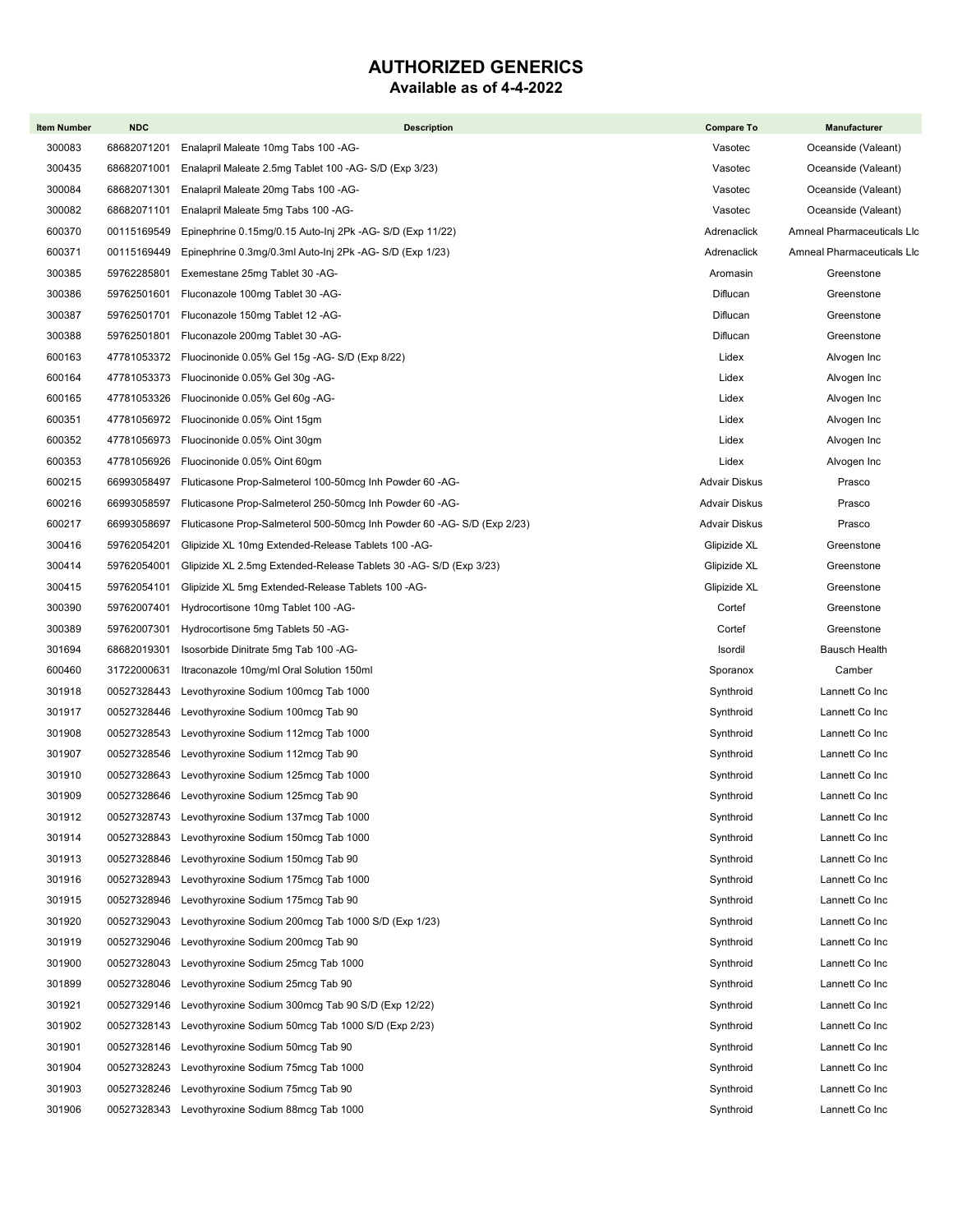## AUTHORIZED GENERICS

### Available as of 4-4-2022

| Item Number | NDC | Description | Compare To | Manufacturer |
|---|---|---|---|---|
| 300083 | 68682071201 | Enalapril Maleate 10mg Tabs 100 -AG- | Vasotec | Oceanside (Valeant) |
| 300435 | 68682071001 | Enalapril Maleate 2.5mg Tablet 100 -AG- S/D (Exp 3/23) | Vasotec | Oceanside (Valeant) |
| 300084 | 68682071301 | Enalapril Maleate 20mg Tabs 100 -AG- | Vasotec | Oceanside (Valeant) |
| 300082 | 68682071101 | Enalapril Maleate 5mg Tabs 100 -AG- | Vasotec | Oceanside (Valeant) |
| 600370 | 00115169549 | Epinephrine 0.15mg/0.15 Auto-Inj 2Pk -AG- S/D (Exp 11/22) | Adrenaclick | Amneal Pharmaceuticals Llc |
| 600371 | 00115169449 | Epinephrine 0.3mg/0.3ml Auto-Inj 2Pk -AG- S/D (Exp 1/23) | Adrenaclick | Amneal Pharmaceuticals Llc |
| 300385 | 59762285801 | Exemestane 25mg Tablet 30 -AG- | Aromasin | Greenstone |
| 300386 | 59762501601 | Fluconazole 100mg Tablet 30 -AG- | Diflucan | Greenstone |
| 300387 | 59762501701 | Fluconazole 150mg Tablet 12 -AG- | Diflucan | Greenstone |
| 300388 | 59762501801 | Fluconazole 200mg Tablet 30 -AG- | Diflucan | Greenstone |
| 600163 | 47781053372 | Fluocinonide 0.05% Gel 15g -AG- S/D (Exp 8/22) | Lidex | Alvogen Inc |
| 600164 | 47781053373 | Fluocinonide 0.05% Gel 30g -AG- | Lidex | Alvogen Inc |
| 600165 | 47781053326 | Fluocinonide 0.05% Gel 60g -AG- | Lidex | Alvogen Inc |
| 600351 | 47781056972 | Fluocinonide 0.05% Oint 15gm | Lidex | Alvogen Inc |
| 600352 | 47781056973 | Fluocinonide 0.05% Oint 30gm | Lidex | Alvogen Inc |
| 600353 | 47781056926 | Fluocinonide 0.05% Oint 60gm | Lidex | Alvogen Inc |
| 600215 | 66993058497 | Fluticasone Prop-Salmeterol 100-50mcg Inh Powder 60 -AG- | Advair Diskus | Prasco |
| 600216 | 66993058597 | Fluticasone Prop-Salmeterol 250-50mcg Inh Powder 60 -AG- | Advair Diskus | Prasco |
| 600217 | 66993058697 | Fluticasone Prop-Salmeterol 500-50mcg Inh Powder 60 -AG- S/D (Exp 2/23) | Advair Diskus | Prasco |
| 300416 | 59762054201 | Glipizide XL 10mg Extended-Release Tablets 100 -AG- | Glipizide XL | Greenstone |
| 300414 | 59762054001 | Glipizide XL 2.5mg Extended-Release Tablets 30 -AG- S/D (Exp 3/23) | Glipizide XL | Greenstone |
| 300415 | 59762054101 | Glipizide XL 5mg Extended-Release Tablets 100 -AG- | Glipizide XL | Greenstone |
| 300390 | 59762007401 | Hydrocortisone 10mg Tablet 100 -AG- | Cortef | Greenstone |
| 300389 | 59762007301 | Hydrocortisone 5mg Tablets 50 -AG- | Cortef | Greenstone |
| 301694 | 68682019301 | Isosorbide Dinitrate 5mg Tab 100 -AG- | Isordil | Bausch Health |
| 600460 | 31722000631 | Itraconazole 10mg/ml Oral Solution 150ml | Sporanox | Camber |
| 301918 | 00527328443 | Levothyroxine Sodium 100mcg Tab 1000 | Synthroid | Lannett Co Inc |
| 301917 | 00527328446 | Levothyroxine Sodium 100mcg Tab 90 | Synthroid | Lannett Co Inc |
| 301908 | 00527328543 | Levothyroxine Sodium 112mcg Tab 1000 | Synthroid | Lannett Co Inc |
| 301907 | 00527328546 | Levothyroxine Sodium 112mcg Tab 90 | Synthroid | Lannett Co Inc |
| 301910 | 00527328643 | Levothyroxine Sodium 125mcg Tab 1000 | Synthroid | Lannett Co Inc |
| 301909 | 00527328646 | Levothyroxine Sodium 125mcg Tab 90 | Synthroid | Lannett Co Inc |
| 301912 | 00527328743 | Levothyroxine Sodium 137mcg Tab 1000 | Synthroid | Lannett Co Inc |
| 301914 | 00527328843 | Levothyroxine Sodium 150mcg Tab 1000 | Synthroid | Lannett Co Inc |
| 301913 | 00527328846 | Levothyroxine Sodium 150mcg Tab 90 | Synthroid | Lannett Co Inc |
| 301916 | 00527328943 | Levothyroxine Sodium 175mcg Tab 1000 | Synthroid | Lannett Co Inc |
| 301915 | 00527328946 | Levothyroxine Sodium 175mcg Tab 90 | Synthroid | Lannett Co Inc |
| 301920 | 00527329043 | Levothyroxine Sodium 200mcg Tab 1000 S/D (Exp 1/23) | Synthroid | Lannett Co Inc |
| 301919 | 00527329046 | Levothyroxine Sodium 200mcg Tab 90 | Synthroid | Lannett Co Inc |
| 301900 | 00527328043 | Levothyroxine Sodium 25mcg Tab 1000 | Synthroid | Lannett Co Inc |
| 301899 | 00527328046 | Levothyroxine Sodium 25mcg Tab 90 | Synthroid | Lannett Co Inc |
| 301921 | 00527329146 | Levothyroxine Sodium 300mcg Tab 90 S/D (Exp 12/22) | Synthroid | Lannett Co Inc |
| 301902 | 00527328143 | Levothyroxine Sodium 50mcg Tab 1000 S/D (Exp 2/23) | Synthroid | Lannett Co Inc |
| 301901 | 00527328146 | Levothyroxine Sodium 50mcg Tab 90 | Synthroid | Lannett Co Inc |
| 301904 | 00527328243 | Levothyroxine Sodium 75mcg Tab 1000 | Synthroid | Lannett Co Inc |
| 301903 | 00527328246 | Levothyroxine Sodium 75mcg Tab 90 | Synthroid | Lannett Co Inc |
| 301906 | 00527328343 | Levothyroxine Sodium 88mcg Tab 1000 | Synthroid | Lannett Co Inc |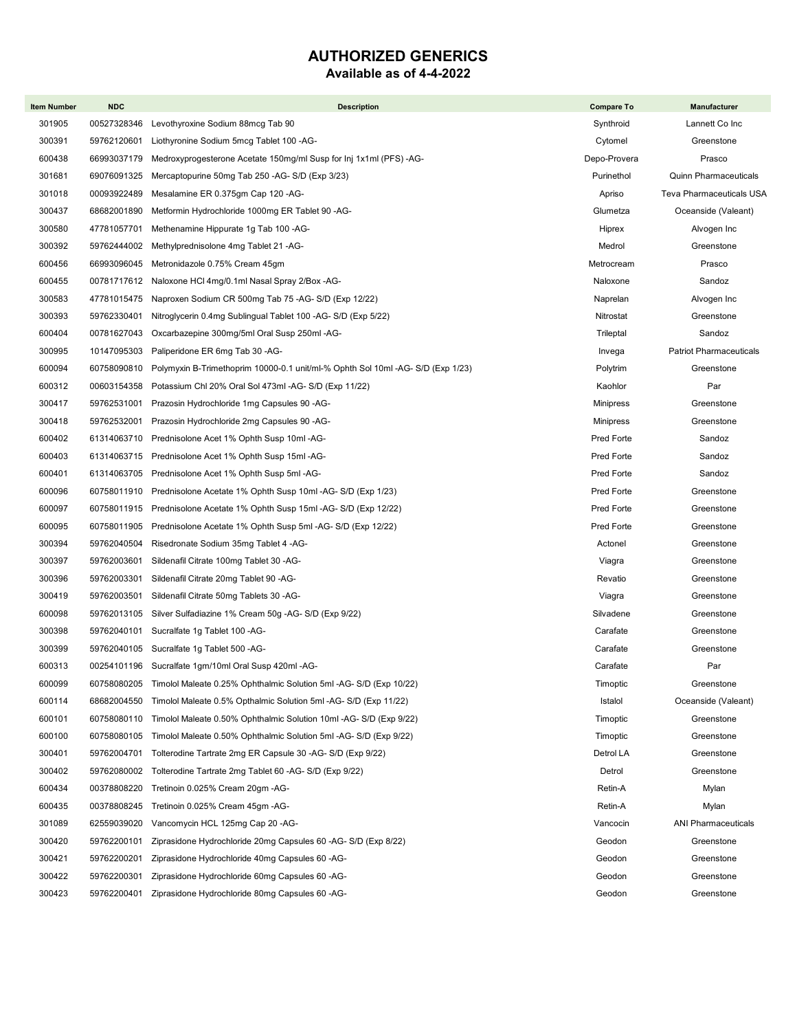# AUTHORIZED GENERICS

### Available as of 4-4-2022

| Item Number | NDC | Description | Compare To | Manufacturer |
|---|---|---|---|---|
| 301905 | 00527328346 | Levothyroxine Sodium 88mcg Tab 90 | Synthroid | Lannett Co Inc |
| 300391 | 59762120601 | Liothyronine Sodium 5mcg Tablet 100 -AG- | Cytomel | Greenstone |
| 600438 | 66993037179 | Medroxyprogesterone Acetate 150mg/ml Susp for Inj 1x1ml (PFS) -AG- | Depo-Provera | Prasco |
| 301681 | 69076091325 | Mercaptopurine 50mg Tab 250 -AG- S/D (Exp 3/23) | Purinethol | Quinn Pharmaceuticals |
| 301018 | 00093922489 | Mesalamine ER 0.375gm Cap 120 -AG- | Apriso | Teva Pharmaceuticals USA |
| 300437 | 68682001890 | Metformin Hydrochloride 1000mg ER Tablet 90 -AG- | Glumetza | Oceanside (Valeant) |
| 300580 | 47781057701 | Methenamine Hippurate 1g Tab 100 -AG- | Hiprex | Alvogen Inc |
| 300392 | 59762444002 | Methylprednisolone 4mg Tablet 21 -AG- | Medrol | Greenstone |
| 600456 | 66993096045 | Metronidazole 0.75% Cream 45gm | Metrocream | Prasco |
| 600455 | 00781717612 | Naloxone HCl 4mg/0.1ml Nasal Spray 2/Box -AG- | Naloxone | Sandoz |
| 300583 | 47781015475 | Naproxen Sodium CR 500mg Tab 75 -AG- S/D (Exp 12/22) | Naprelan | Alvogen Inc |
| 300393 | 59762330401 | Nitroglycerin 0.4mg Sublingual Tablet 100 -AG- S/D (Exp 5/22) | Nitrostat | Greenstone |
| 600404 | 00781627043 | Oxcarbazepine 300mg/5ml Oral Susp 250ml -AG- | Trileptal | Sandoz |
| 300995 | 10147095303 | Paliperidone ER 6mg Tab 30 -AG- | Invega | Patriot Pharmaceuticals |
| 600094 | 60758090810 | Polymyxin B-Trimethoprim 10000-0.1 unit/ml-% Ophth Sol 10ml -AG- S/D (Exp 1/23) | Polytrim | Greenstone |
| 600312 | 00603154358 | Potassium Chl 20% Oral Sol 473ml -AG- S/D (Exp 11/22) | Kaohlor | Par |
| 300417 | 59762531001 | Prazosin Hydrochloride 1mg Capsules 90 -AG- | Minipress | Greenstone |
| 300418 | 59762532001 | Prazosin Hydrochloride 2mg Capsules 90 -AG- | Minipress | Greenstone |
| 600402 | 61314063710 | Prednisolone Acet 1% Ophth Susp 10ml -AG- | Pred Forte | Sandoz |
| 600403 | 61314063715 | Prednisolone Acet 1% Ophth Susp 15ml -AG- | Pred Forte | Sandoz |
| 600401 | 61314063705 | Prednisolone Acet 1% Ophth Susp 5ml -AG- | Pred Forte | Sandoz |
| 600096 | 60758011910 | Prednisolone Acetate 1% Ophth Susp 10ml -AG- S/D (Exp 1/23) | Pred Forte | Greenstone |
| 600097 | 60758011915 | Prednisolone Acetate 1% Ophth Susp 15ml -AG- S/D (Exp 12/22) | Pred Forte | Greenstone |
| 600095 | 60758011905 | Prednisolone Acetate 1% Ophth Susp 5ml -AG- S/D (Exp 12/22) | Pred Forte | Greenstone |
| 300394 | 59762040504 | Risedronate Sodium 35mg Tablet 4 -AG- | Actonel | Greenstone |
| 300397 | 59762003601 | Sildenafil Citrate 100mg Tablet 30 -AG- | Viagra | Greenstone |
| 300396 | 59762003301 | Sildenafil Citrate 20mg Tablet 90 -AG- | Revatio | Greenstone |
| 300419 | 59762003501 | Sildenafil Citrate 50mg Tablets 30 -AG- | Viagra | Greenstone |
| 600098 | 59762013105 | Silver Sulfadiazine 1% Cream 50g -AG- S/D (Exp 9/22) | Silvadene | Greenstone |
| 300398 | 59762040101 | Sucralfate 1g Tablet 100 -AG- | Carafate | Greenstone |
| 300399 | 59762040105 | Sucralfate 1g Tablet 500 -AG- | Carafate | Greenstone |
| 600313 | 00254101196 | Sucralfate 1gm/10ml Oral Susp 420ml -AG- | Carafate | Par |
| 600099 | 60758080205 | Timolol Maleate 0.25% Ophthalmic Solution 5ml -AG- S/D (Exp 10/22) | Timoptic | Greenstone |
| 600114 | 68682004550 | Timolol Maleate 0.5% Opthalmic Solution 5ml -AG- S/D (Exp 11/22) | Istalol | Oceanside (Valeant) |
| 600101 | 60758080110 | Timolol Maleate 0.50% Ophthalmic Solution 10ml -AG- S/D (Exp 9/22) | Timoptic | Greenstone |
| 600100 | 60758080105 | Timolol Maleate 0.50% Ophthalmic Solution 5ml -AG- S/D (Exp 9/22) | Timoptic | Greenstone |
| 300401 | 59762004701 | Tolterodine Tartrate 2mg ER Capsule 30 -AG- S/D (Exp 9/22) | Detrol LA | Greenstone |
| 300402 | 59762080002 | Tolterodine Tartrate 2mg Tablet 60 -AG- S/D (Exp 9/22) | Detrol | Greenstone |
| 600434 | 00378808220 | Tretinoin 0.025% Cream 20gm -AG- | Retin-A | Mylan |
| 600435 | 00378808245 | Tretinoin 0.025% Cream 45gm -AG- | Retin-A | Mylan |
| 301089 | 62559039020 | Vancomycin HCL 125mg Cap 20 -AG- | Vancocin | ANI Pharmaceuticals |
| 300420 | 59762200101 | Ziprasidone Hydrochloride 20mg Capsules 60 -AG- S/D (Exp 8/22) | Geodon | Greenstone |
| 300421 | 59762200201 | Ziprasidone Hydrochloride 40mg Capsules 60 -AG- | Geodon | Greenstone |
| 300422 | 59762200301 | Ziprasidone Hydrochloride 60mg Capsules 60 -AG- | Geodon | Greenstone |
| 300423 | 59762200401 | Ziprasidone Hydrochloride 80mg Capsules 60 -AG- | Geodon | Greenstone |